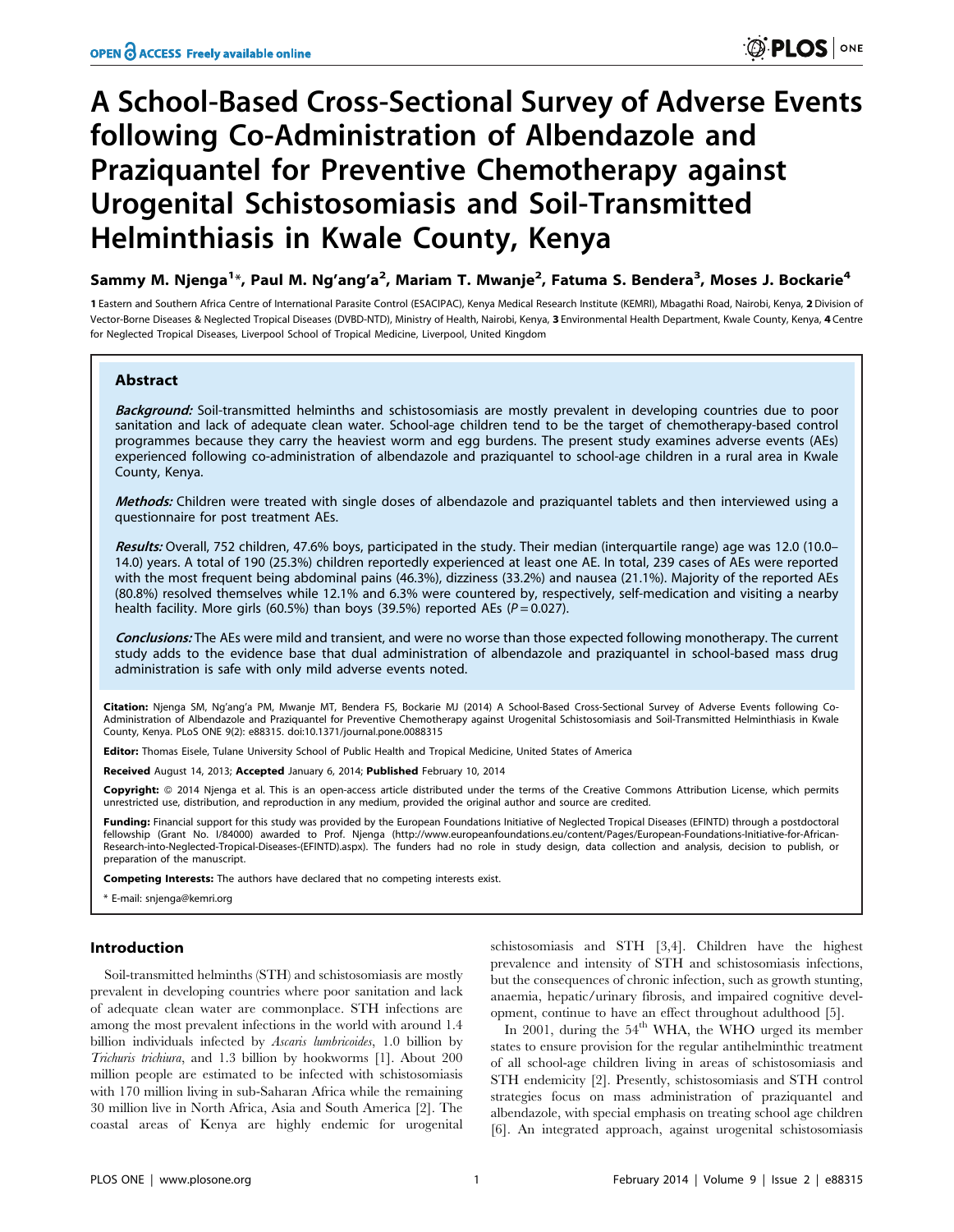# A School-Based Cross-Sectional Survey of Adverse Events following Co-Administration of Albendazole and Praziquantel for Preventive Chemotherapy against Urogenital Schistosomiasis and Soil-Transmitted Helminthiasis in Kwale County, Kenya

**Sammy M. Njenga[1]*, Paul M. Ng'ang'a[2], Mariam T. Mwanje[2], Fatuma S. Bendera[3], Moses J. Bockarie[4]**

1 Eastern and Southern Africa Centre of International Parasite Control (ESACIPAC), Kenya Medical Research Institute (KEMRI), Mbagathi Road, Nairobi, Kenya, 2 Division of Vector-Borne Diseases & Neglected Tropical Diseases (DVBD-NTD), Ministry of Health, Nairobi, Kenya, 3 Environmental Health Department, Kwale County, Kenya, 4 Centre for Neglected Tropical Diseases, Liverpool School of Tropical Medicine, Liverpool, United Kingdom

## Abstract

***Background:*** Soil-transmitted helminths and schistosomiasis are mostly prevalent in developing countries due to poor sanitation and lack of adequate clean water. School-age children tend to be the target of chemotherapy-based control programmes because they carry the heaviest worm and egg burdens. The present study examines adverse events (AEs) experienced following co-administration of albendazole and praziquantel to school-age children in a rural area in Kwale County, Kenya.

***Methods:*** Children were treated with single doses of albendazole and praziquantel tablets and then interviewed using a questionnaire for post treatment AEs.

***Results:*** Overall, 752 children, 47.6% boys, participated in the study. Their median (interquartile range) age was 12.0 (10.0–14.0) years. A total of 190 (25.3%) children reportedly experienced at least one AE. In total, 239 cases of AEs were reported with the most frequent being abdominal pains (46.3%), dizziness (33.2%) and nausea (21.1%). Majority of the reported AEs (80.8%) resolved themselves while 12.1% and 6.3% were countered by, respectively, self-medication and visiting a nearby health facility. More girls (60.5%) than boys (39.5%) reported AEs ($P = 0.027$).

***Conclusions:*** The AEs were mild and transient, and were no worse than those expected following monotherapy. The current study adds to the evidence base that dual administration of albendazole and praziquantel in school-based mass drug administration is safe with only mild adverse events noted.

**Citation:** Njenga SM, Ng'ang'a PM, Mwanje MT, Bendera FS, Bockarie MJ (2014) A School-Based Cross-Sectional Survey of Adverse Events following Co-Administration of Albendazole and Praziquantel for Preventive Chemotherapy against Urogenital Schistosomiasis and Soil-Transmitted Helminthiasis in Kwale County, Kenya. PLoS ONE 9(2): e88315. doi:10.1371/journal.pone.0088315

**Editor:** Thomas Eisele, Tulane University School of Public Health and Tropical Medicine, United States of America

**Received** August 14, 2013; **Accepted** January 6, 2014; **Published** February 10, 2014

**Copyright:** © 2014 Njenga et al. This is an open-access article distributed under the terms of the Creative Commons Attribution License, which permits unrestricted use, distribution, and reproduction in any medium, provided the original author and source are credited.

**Funding:** Financial support for this study was provided by the European Foundations Initiative of Neglected Tropical Diseases (EFINTD) through a postdoctoral fellowship (Grant No. I/84000) awarded to Prof. Njenga (http://www.europeanfoundations.eu/content/Pages/European-Foundations-Initiative-for-African-Research-into-Neglected-Tropical-Diseases-(EFINTD).aspx). The funders had no role in study design, data collection and analysis, decision to publish, or preparation of the manuscript.

**Competing Interests:** The authors have declared that no competing interests exist.

* E-mail: snjenga@kemri.org

## Introduction

Soil-transmitted helminths (STH) and schistosomiasis are mostly prevalent in developing countries where poor sanitation and lack of adequate clean water are commonplace. STH infections are among the most prevalent infections in the world with around 1.4 billion individuals infected by *Ascaris lumbricoides*, 1.0 billion by *Trichuris trichiura*, and 1.3 billion by hookworms [1]. About 200 million people are estimated to be infected with schistosomiasis with 170 million living in sub-Saharan Africa while the remaining 30 million live in North Africa, Asia and South America [2]. The coastal areas of Kenya are highly endemic for urogenital schistosomiasis and STH [3,4]. Children have the highest prevalence and intensity of STH and schistosomiasis infections, but the consequences of chronic infection, such as growth stunting, anaemia, hepatic/urinary fibrosis, and impaired cognitive development, continue to have an effect throughout adulthood [5].

In 2001, during the 54th WHA, the WHO urged its member states to ensure provision for the regular antihelminthic treatment of all school-age children living in areas of schistosomiasis and STH endemicity [2]. Presently, schistosomiasis and STH control strategies focus on mass administration of praziquantel and albendazole, with special emphasis on treating school age children [6]. An integrated approach, against urogenital schistosomiasis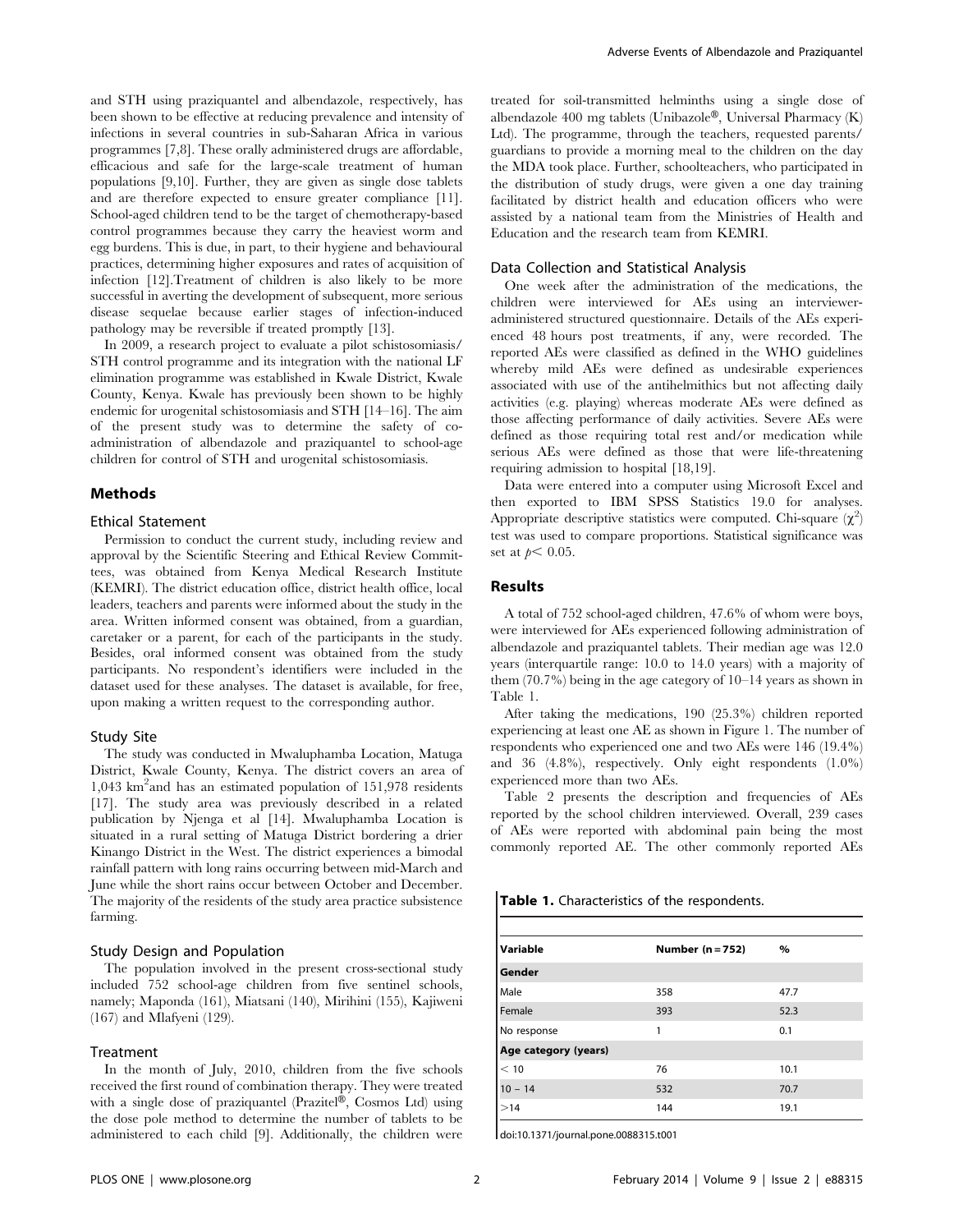and STH using praziquantel and albendazole, respectively, has been shown to be effective at reducing prevalence and intensity of infections in several countries in sub-Saharan Africa in various programmes [7,8]. These orally administered drugs are affordable, efficacious and safe for the large-scale treatment of human populations [9,10]. Further, they are given as single dose tablets and are therefore expected to ensure greater compliance [11]. School-aged children tend to be the target of chemotherapy-based control programmes because they carry the heaviest worm and egg burdens. This is due, in part, to their hygiene and behavioural practices, determining higher exposures and rates of acquisition of infection [12].Treatment of children is also likely to be more successful in averting the development of subsequent, more serious disease sequelae because earlier stages of infection-induced pathology may be reversible if treated promptly [13].

In 2009, a research project to evaluate a pilot schistosomiasis/STH control programme and its integration with the national LF elimination programme was established in Kwale District, Kwale County, Kenya. Kwale has previously been shown to be highly endemic for urogenital schistosomiasis and STH [14–16]. The aim of the present study was to determine the safety of co-administration of albendazole and praziquantel to school-age children for control of STH and urogenital schistosomiasis.

## Methods

### Ethical Statement

Permission to conduct the current study, including review and approval by the Scientific Steering and Ethical Review Committees, was obtained from Kenya Medical Research Institute (KEMRI). The district education office, district health office, local leaders, teachers and parents were informed about the study in the area. Written informed consent was obtained, from a guardian, caretaker or a parent, for each of the participants in the study. Besides, oral informed consent was obtained from the study participants. No respondent's identifiers were included in the dataset used for these analyses. The dataset is available, for free, upon making a written request to the corresponding author.

### Study Site

The study was conducted in Mwaluphamba Location, Matuga District, Kwale County, Kenya. The district covers an area of 1,043 $km^2$and has an estimated population of 151,978 residents [17]. The study area was previously described in a related publication by Njenga et al [14]. Mwaluphamba Location is situated in a rural setting of Matuga District bordering a drier Kinango District in the West. The district experiences a bimodal rainfall pattern with long rains occurring between mid-March and June while the short rains occur between October and December. The majority of the residents of the study area practice subsistence farming.

### Study Design and Population

The population involved in the present cross-sectional study included 752 school-age children from five sentinel schools, namely; Maponda (161), Miatsani (140), Mirihini (155), Kajiweni (167) and Mlafyeni (129).

### Treatment

In the month of July, 2010, children from the five schools received the first round of combination therapy. They were treated with a single dose of praziquantel (Prazitel®, Cosmos Ltd) using the dose pole method to determine the number of tablets to be administered to each child [9]. Additionally, the children were treated for soil-transmitted helminths using a single dose of albendazole 400 mg tablets (Unibazole®, Universal Pharmacy (K) Ltd). The programme, through the teachers, requested parents/guardians to provide a morning meal to the children on the day the MDA took place. Further, schoolteachers, who participated in the distribution of study drugs, were given a one day training facilitated by district health and education officers who were assisted by a national team from the Ministries of Health and Education and the research team from KEMRI.

### Data Collection and Statistical Analysis

One week after the administration of the medications, the children were interviewed for AEs using an interviewer-administered structured questionnaire. Details of the AEs experienced 48 hours post treatments, if any, were recorded. The reported AEs were classified as defined in the WHO guidelines whereby mild AEs were defined as undesirable experiences associated with use of the antihelmithics but not affecting daily activities (e.g. playing) whereas moderate AEs were defined as those affecting performance of daily activities. Severe AEs were defined as those requiring total rest and/or medication while serious AEs were defined as those that were life-threatening requiring admission to hospital [18,19].

Data were entered into a computer using Microsoft Excel and then exported to IBM SPSS Statistics 19.0 for analyses. Appropriate descriptive statistics were computed. Chi-square ($\chi^2$) test was used to compare proportions. Statistical significance was set at $p < 0.05$.

## Results

A total of 752 school-aged children, 47.6% of whom were boys, were interviewed for AEs experienced following administration of albendazole and praziquantel tablets. Their median age was 12.0 years (interquartile range: 10.0 to 14.0 years) with a majority of them (70.7%) being in the age category of 10–14 years as shown in Table 1.

After taking the medications, 190 (25.3%) children reported experiencing at least one AE as shown in Figure 1. The number of respondents who experienced one and two AEs were 146 (19.4%) and 36 (4.8%), respectively. Only eight respondents (1.0%) experienced more than two AEs.

Table 2 presents the description and frequencies of AEs reported by the school children interviewed. Overall, 239 cases of AEs were reported with abdominal pain being the most commonly reported AE. The other commonly reported AEs

**Table 1.** Characteristics of the respondents.

| Variable | Number (n = 752) | % |
|---|---|---|
| **Gender** | | |
| Male | 358 | 47.7 |
| Female | 393 | 52.3 |
| No response | 1 | 0.1 |
| **Age category (years)** | | |
| < 10 | 76 | 10.1 |
| 10 – 14 | 532 | 70.7 |
| >14 | 144 | 19.1 |

doi:10.1371/journal.pone.0088315.t001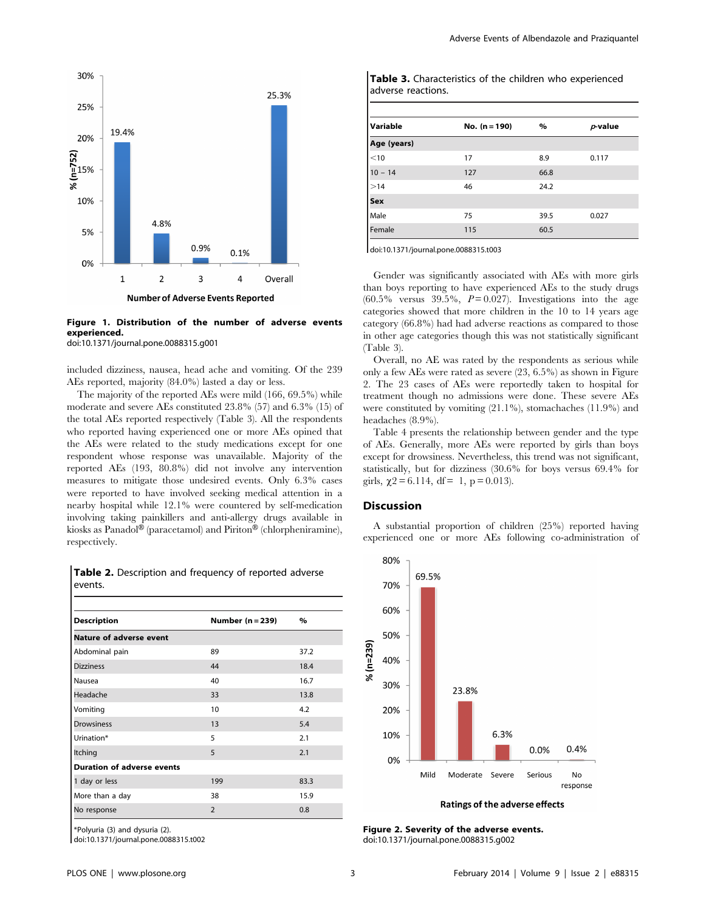**Figure 1. Distribution of the number of adverse events experienced.**
doi:10.1371/journal.pone.0088315.g001

included dizziness, nausea, head ache and vomiting. Of the 239 AEs reported, majority (84.0%) lasted a day or less.

The majority of the reported AEs were mild (166, 69.5%) while moderate and severe AEs constituted 23.8% (57) and 6.3% (15) of the total AEs reported respectively (Table 3). All the respondents who reported having experienced one or more AEs opined that the AEs were related to the study medications except for one respondent whose response was unavailable. Majority of the reported AEs (193, 80.8%) did not involve any intervention measures to mitigate those undesired events. Only 6.3% cases were reported to have involved seeking medical attention in a nearby hospital while 12.1% were countered by self-medication involving taking painkillers and anti-allergy drugs available in kiosks as Panadol® (paracetamol) and Piriton® (chlorpheniramine), respectively.

**Table 2.** Description and frequency of reported adverse events.

| Description | Number (n = 239) | % |
|---|---|---|
| **Nature of adverse event** | | |
| Abdominal pain | 89 | 37.2 |
| Dizziness | 44 | 18.4 |
| Nausea | 40 | 16.7 |
| Headache | 33 | 13.8 |
| Vomiting | 10 | 4.2 |
| Drowsiness | 13 | 5.4 |
| Urination* | 5 | 2.1 |
| Itching | 5 | 2.1 |
| **Duration of adverse events** | | |
| 1 day or less | 199 | 83.3 |
| More than a day | 38 | 15.9 |
| No response | 2 | 0.8 |

*Polyuria (3) and dysuria (2).
doi:10.1371/journal.pone.0088315.t002

**Table 3.** Characteristics of the children who experienced adverse reactions.

| Variable | No. (n = 190) | % | *p*-value |
|---|---|---|---|
| **Age (years)** | | | |
| <10 | 17 | 8.9 | 0.117 |
| 10 – 14 | 127 | 66.8 | |
| >14 | 46 | 24.2 | |
| **Sex** | | | |
| Male | 75 | 39.5 | 0.027 |
| Female | 115 | 60.5 | |

doi:10.1371/journal.pone.0088315.t003

Gender was significantly associated with AEs with more girls than boys reporting to have experienced AEs to the study drugs (60.5% versus 39.5%, $P = 0.027$). Investigations into the age categories showed that more children in the 10 to 14 years age category (66.8%) had had adverse reactions as compared to those in other age categories though this was not statistically significant (Table 3).

Overall, no AE was rated by the respondents as serious while only a few AEs were rated as severe (23, 6.5%) as shown in Figure 2. The 23 cases of AEs were reportedly taken to hospital for treatment though no admissions were done. These severe AEs were constituted by vomiting (21.1%), stomachaches (11.9%) and headaches (8.9%).

Table 4 presents the relationship between gender and the type of AEs. Generally, more AEs were reported by girls than boys except for drowsiness. Nevertheless, this trend was not significant, statistically, but for dizziness (30.6% for boys versus 69.4% for girls, $\chi 2 = 6.114$, df = 1, p = 0.013).

## Discussion

A substantial proportion of children (25%) reported having experienced one or more AEs following co-administration of

**Figure 2. Severity of the adverse events.**
doi:10.1371/journal.pone.0088315.g002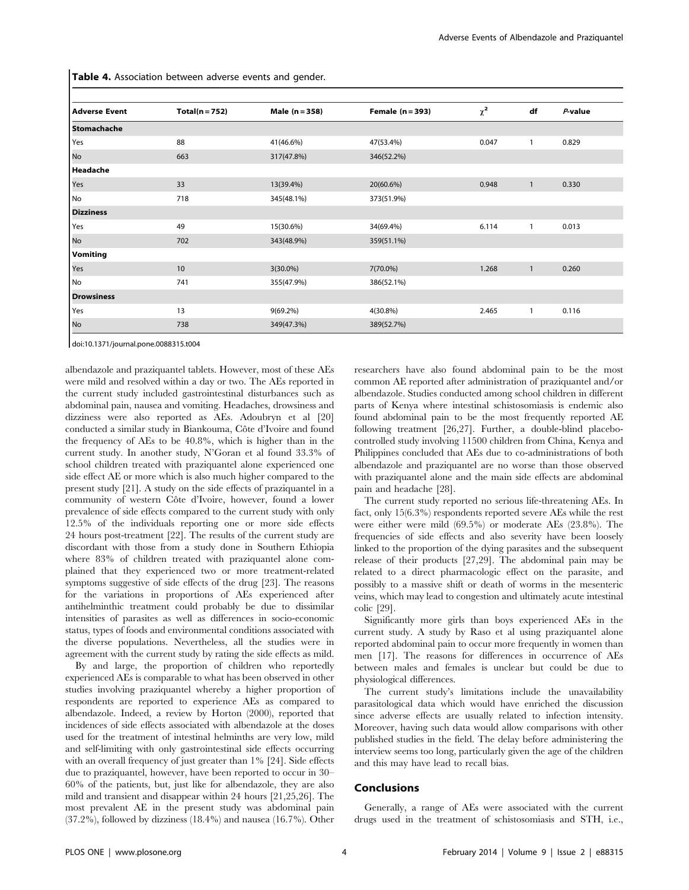**Table 4.** Association between adverse events and gender.

| Adverse Event | Total(n = 752) | Male (n = 358) | Female (n = 393) | $\chi^2$ | df | *P*-value |
|---|---|---|---|---|---|---|
| **Stomachache** | | | | | | |
| Yes | 88 | 41(46.6%) | 47(53.4%) | 0.047 | 1 | 0.829 |
| No | 663 | 317(47.8%) | 346(52.2%) | | | |
| **Headache** | | | | | | |
| Yes | 33 | 13(39.4%) | 20(60.6%) | 0.948 | 1 | 0.330 |
| No | 718 | 345(48.1%) | 373(51.9%) | | | |
| **Dizziness** | | | | | | |
| Yes | 49 | 15(30.6%) | 34(69.4%) | 6.114 | 1 | 0.013 |
| No | 702 | 343(48.9%) | 359(51.1%) | | | |
| **Vomiting** | | | | | | |
| Yes | 10 | 3(30.0%) | 7(70.0%) | 1.268 | 1 | 0.260 |
| No | 741 | 355(47.9%) | 386(52.1%) | | | |
| **Drowsiness** | | | | | | |
| Yes | 13 | 9(69.2%) | 4(30.8%) | 2.465 | 1 | 0.116 |
| No | 738 | 349(47.3%) | 389(52.7%) | | | |

doi:10.1371/journal.pone.0088315.t004

albendazole and praziquantel tablets. However, most of these AEs were mild and resolved within a day or two. The AEs reported in the current study included gastrointestinal disturbances such as abdominal pain, nausea and vomiting. Headaches, drowsiness and dizziness were also reported as AEs. Adoubryn et al [20] conducted a similar study in Biankouma, Côte d'Ivoire and found the frequency of AEs to be 40.8%, which is higher than in the current study. In another study, N'Goran et al found 33.3% of school children treated with praziquantel alone experienced one side effect AE or more which is also much higher compared to the present study [21]. A study on the side effects of praziquantel in a community of western Côte d'Ivoire, however, found a lower prevalence of side effects compared to the current study with only 12.5% of the individuals reporting one or more side effects 24 hours post-treatment [22]. The results of the current study are discordant with those from a study done in Southern Ethiopia where 83% of children treated with praziquantel alone complained that they experienced two or more treatment-related symptoms suggestive of side effects of the drug [23]. The reasons for the variations in proportions of AEs experienced after antihelminthic treatment could probably be due to dissimilar intensities of parasites as well as differences in socio-economic status, types of foods and environmental conditions associated with the diverse populations. Nevertheless, all the studies were in agreement with the current study by rating the side effects as mild.

By and large, the proportion of children who reportedly experienced AEs is comparable to what has been observed in other studies involving praziquantel whereby a higher proportion of respondents are reported to experience AEs as compared to albendazole. Indeed, a review by Horton (2000), reported that incidences of side effects associated with albendazole at the doses used for the treatment of intestinal helminths are very low, mild and self-limiting with only gastrointestinal side effects occurring with an overall frequency of just greater than 1% [24]. Side effects due to praziquantel, however, have been reported to occur in 30–60% of the patients, but, just like for albendazole, they are also mild and transient and disappear within 24 hours [21,25,26]. The most prevalent AE in the present study was abdominal pain (37.2%), followed by dizziness (18.4%) and nausea (16.7%). Other researchers have also found abdominal pain to be the most common AE reported after administration of praziquantel and/or albendazole. Studies conducted among school children in different parts of Kenya where intestinal schistosomiasis is endemic also found abdominal pain to be the most frequently reported AE following treatment [26,27]. Further, a double-blind placebo-controlled study involving 11500 children from China, Kenya and Philippines concluded that AEs due to co-administrations of both albendazole and praziquantel are no worse than those observed with praziquantel alone and the main side effects are abdominal pain and headache [28].

The current study reported no serious life-threatening AEs. In fact, only 15(6.3%) respondents reported severe AEs while the rest were either were mild (69.5%) or moderate AEs (23.8%). The frequencies of side effects and also severity have been loosely linked to the proportion of the dying parasites and the subsequent release of their products [27,29]. The abdominal pain may be related to a direct pharmacologic effect on the parasite, and possibly to a massive shift or death of worms in the mesenteric veins, which may lead to congestion and ultimately acute intestinal colic [29].

Significantly more girls than boys experienced AEs in the current study. A study by Raso et al using praziquantel alone reported abdominal pain to occur more frequently in women than men [17]. The reasons for differences in occurrence of AEs between males and females is unclear but could be due to physiological differences.

The current study's limitations include the unavailability parasitological data which would have enriched the discussion since adverse effects are usually related to infection intensity. Moreover, having such data would allow comparisons with other published studies in the field. The delay before administering the interview seems too long, particularly given the age of the children and this may have lead to recall bias.

## Conclusions

Generally, a range of AEs were associated with the current drugs used in the treatment of schistosomiasis and STH, i.e.,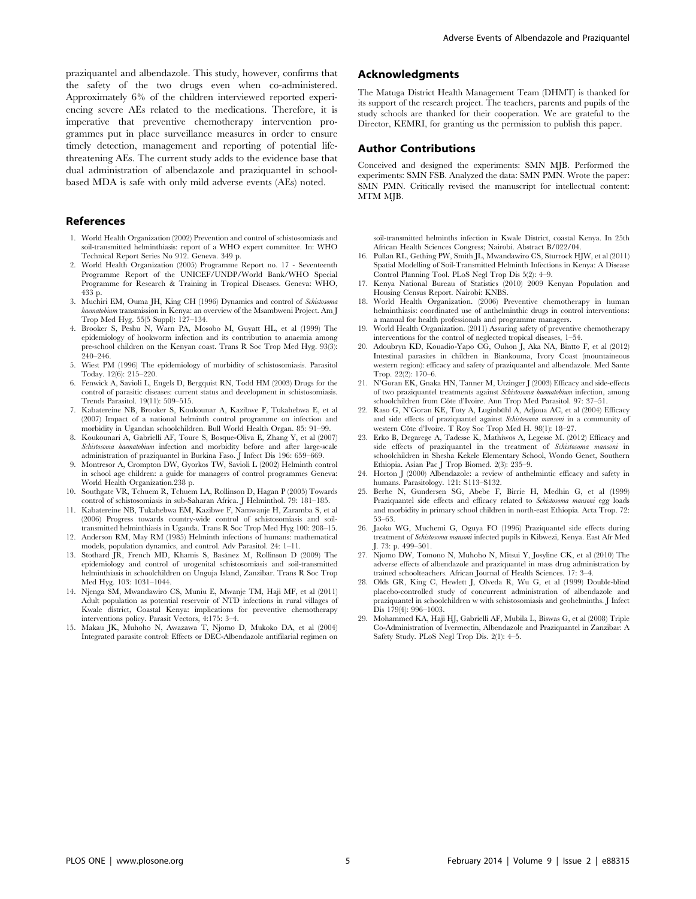praziquantel and albendazole. This study, however, confirms that the safety of the two drugs even when co-administered. Approximately 6% of the children interviewed reported experiencing severe AEs related to the medications. Therefore, it is imperative that preventive chemotherapy intervention programmes put in place surveillance measures in order to ensure timely detection, management and reporting of potential life-threatening AEs. The current study adds to the evidence base that dual administration of albendazole and praziquantel in school-based MDA is safe with only mild adverse events (AEs) noted.

## Acknowledgments

The Matuga District Health Management Team (DHMT) is thanked for its support of the research project. The teachers, parents and pupils of the study schools are thanked for their cooperation. We are grateful to the Director, KEMRI, for granting us the permission to publish this paper.

## Author Contributions

Conceived and designed the experiments: SMN MJB. Performed the experiments: SMN FSB. Analyzed the data: SMN PMN. Wrote the paper: SMN PMN. Critically revised the manuscript for intellectual content: MTM MJB.

## References

1. World Health Organization (2002) Prevention and control of schistosomiasis and soil-transmitted helminthiasis: report of a WHO expert committee. In: WHO Technical Report Series No 912. Geneva. 349 p.
2. World Health Organization (2005) Programme Report no. 17 - Seventeenth Programme Report of the UNICEF/UNDP/World Bank/WHO Special Programme for Research & Training in Tropical Diseases. Geneva: WHO, 433 p.
3. Muchiri EM, Ouma JH, King CH (1996) Dynamics and control of *Schistosoma haematobium* transmission in Kenya: an overview of the Msambweni Project. Am J Trop Med Hyg. 55(5 Suppl): 127–134.
4. Brooker S, Peshu N, Warn PA, Mosobo M, Guyatt HL, et al (1999) The epidemiology of hookworm infection and its contribution to anaemia among pre-school children on the Kenyan coast. Trans R Soc Trop Med Hyg. 93(3): 240–246.
5. Wiest PM (1996) The epidemiology of morbidity of schistosomiasis. Parasitol Today. 12(6): 215–220.
6. Fenwick A, Savioli L, Engels D, Bergquist RN, Todd HM (2003) Drugs for the control of parasitic diseases: current status and development in schistosomiasis. Trends Parasitol. 19(11): 509–515.
7. Kabatereine NB, Brooker S, Koukounar A, Kazibwe F, Tukahebwa E, et al (2007) Impact of a national helminth control programme on infection and morbidity in Ugandan schoolchildren. Bull World Health Organ. 85: 91–99.
8. Koukounari A, Gabrielli AF, Toure S, Bosque-Oliva E, Zhang Y, et al (2007) *Schistosoma haematobium* infection and morbidity before and after large-scale administration of praziquantel in Burkina Faso. J Infect Dis 196: 659–669.
9. Montresor A, Crompton DW, Gyorkos TW, Savioli L (2002) Helminth control in school age children: a guide for managers of control programmes Geneva: World Health Organization.238 p.
10. Southgate VR, Tchuem R, Tchuem LA, Rollinson D, Hagan P (2005) Towards control of schistosomiasis in sub-Saharan Africa. J Helminthol. 79: 181–185.
11. Kabatereine NB, Tukahebwa EM, Kazibwe F, Namwanje H, Zaramba S, et al (2006) Progress towards country-wide control of schistosomiasis and soil-transmitted helminthiasis in Uganda. Trans R Soc Trop Med Hyg 100: 208–15.
12. Anderson RM, May RM (1985) Helminth infections of humans: mathematical models, population dynamics, and control. Adv Parasitol. 24: 1–11.
13. Stothard JR, French MD, Khamis S, Basáñez M, Rollinson D (2009) The epidemiology and control of urogenital schistosomiasis and soil-transmitted helminthiasis in schoolchildren on Unguja Island, Zanzibar. Trans R Soc Trop Med Hyg. 103: 1031–1044.
14. Njenga SM, Mwandawiro CS, Muniu E, Mwanje TM, Haji MF, et al (2011) Adult population as potential reservoir of NTD infections in rural villages of Kwale district, Coastal Kenya: implications for preventive chemotherapy interventions policy. Parasit Vectors, 4:175: 3–4.
15. Makau JK, Muhoho N, Awazawa T, Njomo D, Mukoko DA, et al (2004) Integrated parasite control: Effects or DEC-Albendazole antifilarial regimen on soil-transmitted helminths infection in Kwale District, coastal Kenya. In 25th African Health Sciences Congress; Nairobi. Abstract B/022/04.
16. Pullan RL, Gething PW, Smith JL, Mwandawiro CS, Sturrock HJW, et al (2011) Spatial Modelling of Soil-Transmitted Helminth Infections in Kenya: A Disease Control Planning Tool. PLoS Negl Trop Dis 5(2): 4–9.
17. Kenya National Bureau of Statistics (2010) 2009 Kenyan Population and Housing Census Report. Nairobi: KNBS.
18. World Health Organization. (2006) Preventive chemotherapy in human helminthiasis: coordinated use of anthelminthic drugs in control interventions: a manual for health professionals and programme managers.
19. World Health Organization. (2011) Assuring safety of preventive chemotherapy interventions for the control of neglected tropical diseases, 1–54.
20. Adoubryn KD, Kouadio-Yapo CG, Ouhon J, Aka NA, Bintto F, et al (2012) Intestinal parasites in children in Biankouma, Ivory Coast (mountaineous western region): efficacy and safety of praziquantel and albendazole. Med Sante Trop. 22(2): 170–6.
21. N'Goran EK, Gnaka HN, Tanner M, Utzinger J (2003) Efficacy and side-effects of two praziquantel treatments against *Schistosoma haematobium* infection, among schoolchildren from Côte d'Ivoire. Ann Trop Med Parasitol. 97: 37–51.
22. Raso G, N'Goran KE, Toty A, Luginbühl A, Adjoua AC, et al (2004) Efficacy and side effects of praziquantel against *Schistosoma mansoni* in a community of western Côte d'Ivoire. T Roy Soc Trop Med H. 98(1): 18–27.
23. Erko B, Degarege A, Tadesse K, Mathiwos A, Legesse M. (2012) Efficacy and side effects of praziquantel in the treatment of *Schistosoma mansoni* in schoolchildren in Shesha Kekele Elementary School, Wondo Genet, Southern Ethiopia. Asian Pac J Trop Biomed. 2(3): 235–9.
24. Horton J (2000) Albendazole: a review of anthelmintic efficacy and safety in humans. Parasitology. 121: S113–S132.
25. Berhe N, Gundersen SG, Abebe F, Birrie H, Medhin G, et al (1999) Praziquantel side effects and efficacy related to *Schistosoma mansoni* egg loads and morbidity in primary school children in north-east Ethiopia. Acta Trop. 72: 53–63.
26. Jaoko WG, Muchemi G, Oguya FO (1996) Praziquantel side effects during treatment of *Schistosoma mansoni* infected pupils in Kibwezi, Kenya. East Afr Med J. 73: p. 499–501.
27. Njomo DW, Tomono N, Muhoho N, Mitsui Y, Josyline CK, et al (2010) The adverse effects of albendazole and praziquantel in mass drug administration by trained schoolteachers. African Journal of Health Sciences. 17: 3–4.
28. Olds GR, King C, Hewlett J, Olveda R, Wu G, et al (1999) Double-blind placebo-controlled study of concurrent administration of albendazole and praziquantel in schoolchildren w with schistosomiasis and geohelminths. J Infect Dis 179(4): 996–1003.
29. Mohammed KA, Haji HJ, Gabrielli AF, Mubila L, Biswas G, et al (2008) Triple Co-Administration of Ivermectin, Albendazole and Praziquantel in Zanzibar: A Safety Study. PLoS Negl Trop Dis. 2(1): 4–5.